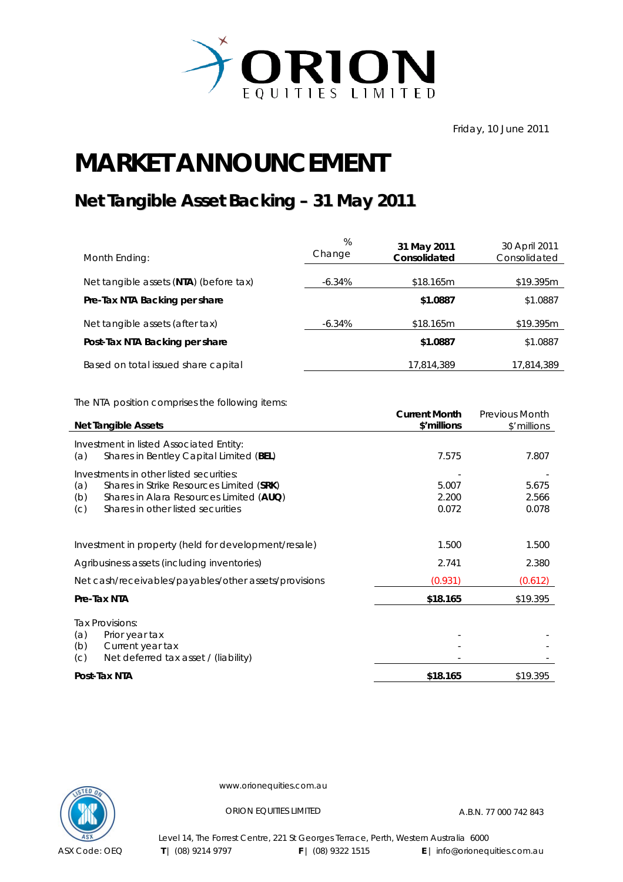ORION EQUITIES LIMITED

Friday, 10 June 2011

# MARKET ANNOUNCEMENT

## Net Tangible Asset Backing – 31 May 2011

| Month Ending: | % Change | **31 May 2011 Consolidated** | 30 April 2011 Consolidated |
|---|---|---|---|
| Net tangible assets (**NTA**) (before tax) | -6.34% | $18.165m | $19.395m |
| **Pre-Tax NTA Backing per share** | | **$1.0887** | $1.0887 |
| Net tangible assets (after tax) | -6.34% | $18.165m | $19.395m |
| **Post-Tax NTA Backing per share** | | **$1.0887** | $1.0887 |
| Based on total issued share capital | | 17,814,389 | 17,814,389 |

The NTA position comprises the following items:

| **Net Tangible Assets** | **Current Month $'millions** | Previous Month $'millions |
|---|---|---|
| Investment in listed Associated Entity: | | |
| (a) Shares in Bentley Capital Limited (**BEL**) | 7.575 | 7.807 |
| Investments in other listed securities: | - | - |
| (a) Shares in Strike Resources Limited (**SRK**) | 5.007 | 5.675 |
| (b) Shares in Alara Resources Limited (**AUQ**) | 2.200 | 2.566 |
| (c) Shares in other listed securities | 0.072 | 0.078 |
| Investment in property (held for development/resale) | 1.500 | 1.500 |
| Agribusiness assets (including inventories) | 2.741 | 2.380 |
| Net cash/receivables/payables/other assets/provisions | (0.931) | (0.612) |
| **Pre-Tax NTA** | **$18.165** | $19.395 |
| Tax Provisions: | | |
| (a) Prior year tax | - | - |
| (b) Current year tax | - | - |
| (c) Net deferred tax asset / (liability) | - | - |
| **Post-Tax NTA** | **$18.165** | $19.395 |

www.orionequities.com.au

ORION EQUITIES LIMITED A.B.N. 77 000 742 843

Level 14, The Forrest Centre, 221 St Georges Terrace, Perth, Western Australia 6000

ASX Code: OEQ **T** | (08) 9214 9797 **F** | (08) 9322 1515 **E** | info@orionequities.com.au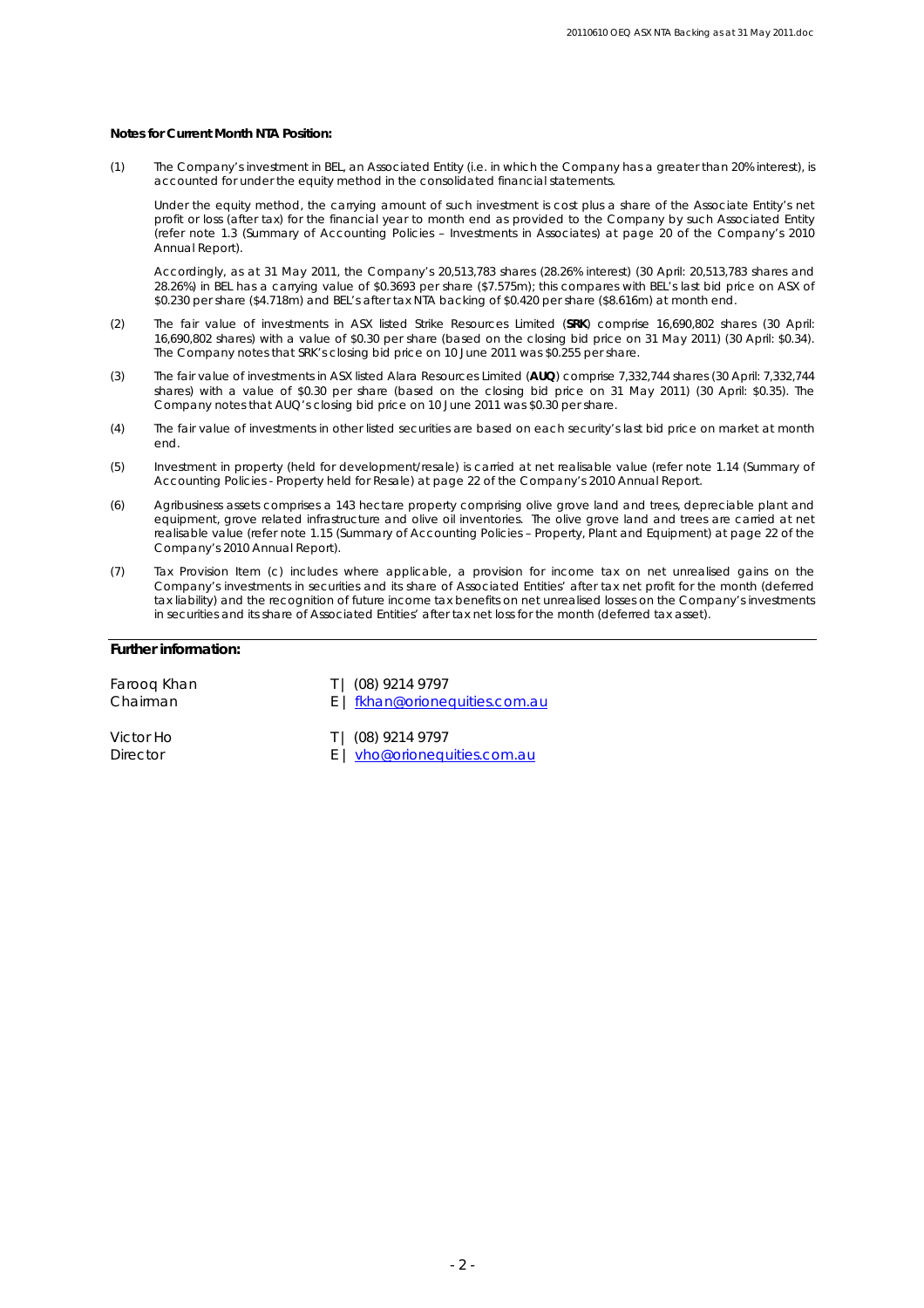**Notes for Current Month NTA Position:**

(1) The Company's investment in BEL, an Associated Entity (i.e. in which the Company has a greater than 20% interest), is accounted for under the equity method in the consolidated financial statements.

Under the equity method, the carrying amount of such investment is cost plus a share of the Associate Entity's net profit or loss (after tax) for the financial year to month end as provided to the Company by such Associated Entity (refer note 1.3 (Summary of Accounting Policies – Investments in Associates) at page 20 of the Company's 2010 Annual Report).

Accordingly, as at 31 May 2011, the Company's 20,513,783 shares (28.26% interest) (30 April: 20,513,783 shares and 28.26%) in BEL has a carrying value of $0.3693 per share ($7.575m); this compares with BEL's last bid price on ASX of $0.230 per share ($4.718m) and BEL's after tax NTA backing of $0.420 per share ($8.616m) at month end.

(2) The fair value of investments in ASX listed Strike Resources Limited (**SRK**) comprise 16,690,802 shares (30 April: 16,690,802 shares) with a value of $0.30 per share (based on the closing bid price on 31 May 2011) (30 April: $0.34). The Company notes that SRK's closing bid price on 10 June 2011 was $0.255 per share.

(3) The fair value of investments in ASX listed Alara Resources Limited (**AUQ**) comprise 7,332,744 shares (30 April: 7,332,744 shares) with a value of $0.30 per share (based on the closing bid price on 31 May 2011) (30 April: $0.35). The Company notes that AUQ's closing bid price on 10 June 2011 was $0.30 per share.

(4) The fair value of investments in other listed securities are based on each security's last bid price on market at month end.

(5) Investment in property (held for development/resale) is carried at net realisable value (refer note 1.14 (Summary of Accounting Policies - Property held for Resale) at page 22 of the Company's 2010 Annual Report.

(6) Agribusiness assets comprises a 143 hectare property comprising olive grove land and trees, depreciable plant and equipment, grove related infrastructure and olive oil inventories. The olive grove land and trees are carried at net realisable value (refer note 1.15 (Summary of Accounting Policies – Property, Plant and Equipment) at page 22 of the Company's 2010 Annual Report).

(7) Tax Provision Item (c) includes where applicable, a provision for income tax on net unrealised gains on the Company's investments in securities and its share of Associated Entities' after tax net profit for the month (deferred tax liability) and the recognition of future income tax benefits on net unrealised losses on the Company's investments in securities and its share of Associated Entities' after tax net loss for the month (deferred tax asset).

**Further information:**

| | |
|---|---|
| Farooq Khan | T \| (08) 9214 9797 |
| Chairman | E \| fkhan@orionequities.com.au |
| Victor Ho | T \| (08) 9214 9797 |
| Director | E \| vho@orionequities.com.au |